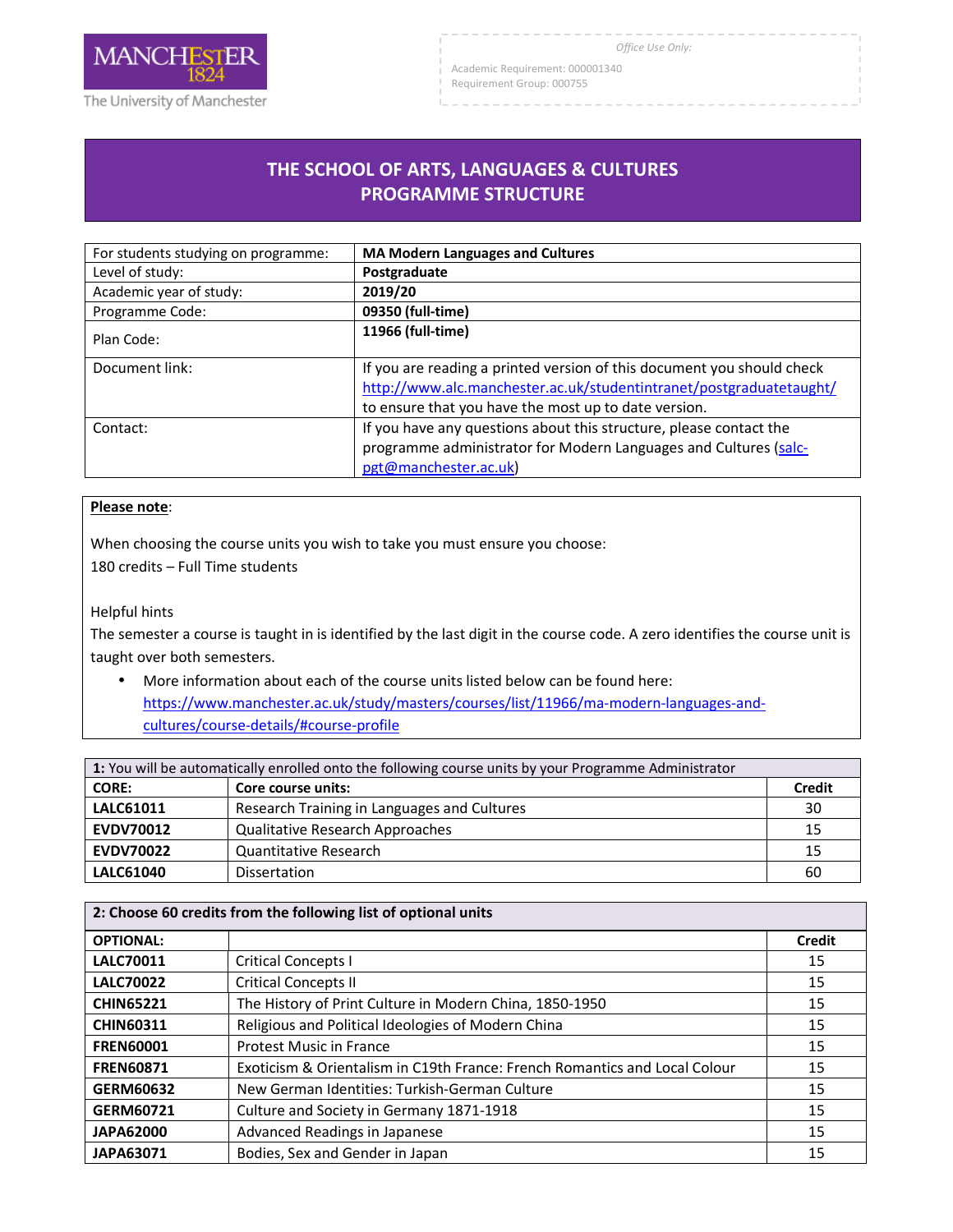Office Use Only:

Academic Requirement: 000001340
Requirement Group: 000755

# THE SCHOOL OF ARTS, LANGUAGES & CULTURES
# PROGRAMME STRUCTURE

| | |
|---|---|
| For students studying on programme: | **MA Modern Languages and Cultures** |
| Level of study: | **Postgraduate** |
| Academic year of study: | **2019/20** |
| Programme Code: | **09350 (full-time)** |
| Plan Code: | **11966 (full-time)** |
| Document link: | If you are reading a printed version of this document you should check http://www.alc.manchester.ac.uk/studentintranet/postgraduatetaught/ to ensure that you have the most up to date version. |
| Contact: | If you have any questions about this structure, please contact the programme administrator for Modern Languages and Cultures (salc-pgt@manchester.ac.uk) |

**Please note**:

When choosing the course units you wish to take you must ensure you choose:
180 credits – Full Time students

Helpful hints
The semester a course is taught in is identified by the last digit in the course code. A zero identifies the course unit is taught over both semesters.

- More information about each of the course units listed below can be found here: https://www.manchester.ac.uk/study/masters/courses/list/11966/ma-modern-languages-and-cultures/course-details/#course-profile

| **1:** You will be automatically enrolled onto the following course units by your Programme Administrator | | |
|---|---|---|
| **CORE:** | **Core course units:** | **Credit** |
| **LALC61011** | Research Training in Languages and Cultures | 30 |
| **EVDV70012** | Qualitative Research Approaches | 15 |
| **EVDV70022** | Quantitative Research | 15 |
| **LALC61040** | Dissertation | 60 |

| **2: Choose 60 credits from the following list of optional units** | | |
|---|---|---|
| **OPTIONAL:** | | **Credit** |
| **LALC70011** | Critical Concepts I | 15 |
| **LALC70022** | Critical Concepts II | 15 |
| **CHIN65221** | The History of Print Culture in Modern China, 1850-1950 | 15 |
| **CHIN60311** | Religious and Political Ideologies of Modern China | 15 |
| **FREN60001** | Protest Music in France | 15 |
| **FREN60871** | Exoticism & Orientalism in C19th France: French Romantics and Local Colour | 15 |
| **GERM60632** | New German Identities: Turkish-German Culture | 15 |
| **GERM60721** | Culture and Society in Germany 1871-1918 | 15 |
| **JAPA62000** | Advanced Readings in Japanese | 15 |
| **JAPA63071** | Bodies, Sex and Gender in Japan | 15 |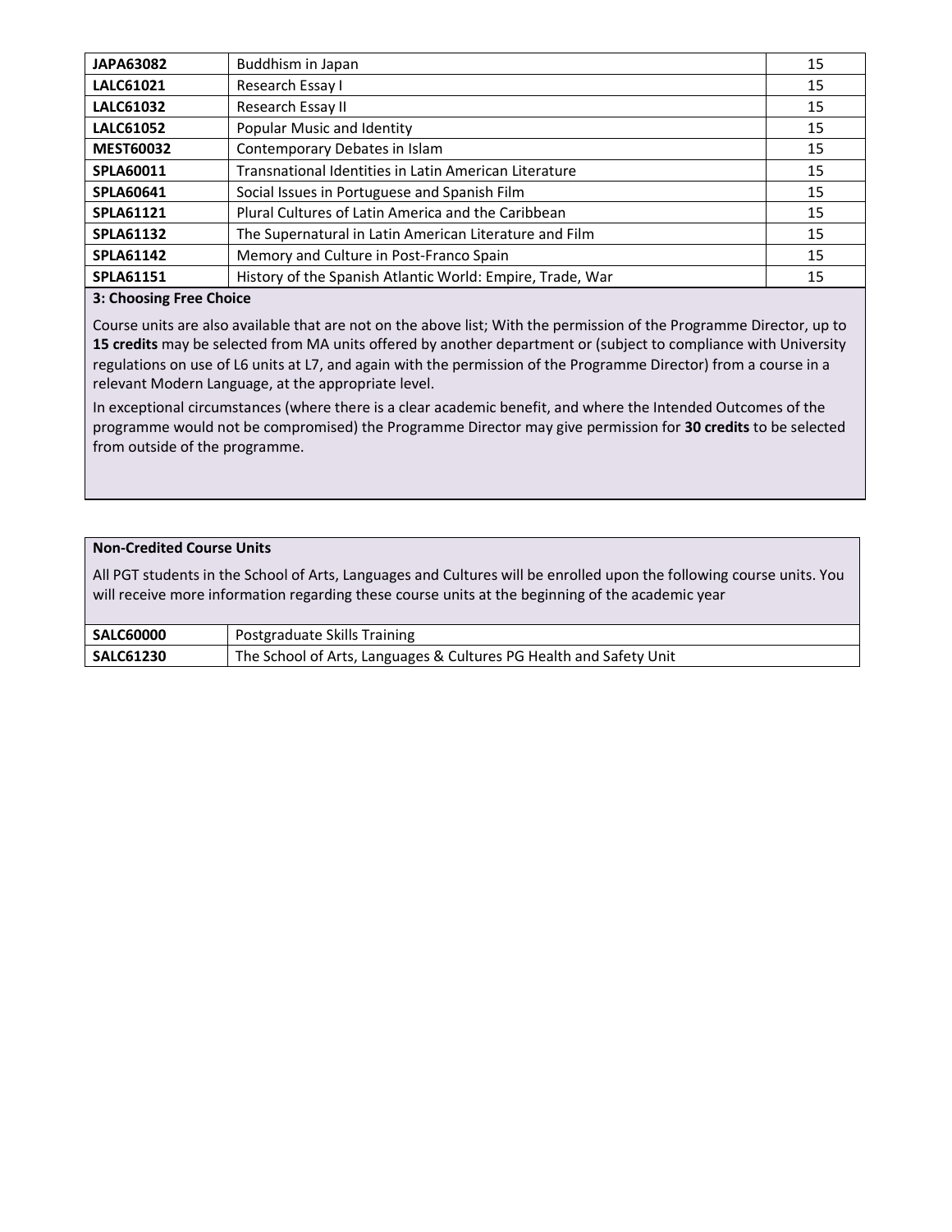| | | |
|---|---|---|
| **JAPA63082** | Buddhism in Japan | 15 |
| **LALC61021** | Research Essay I | 15 |
| **LALC61032** | Research Essay II | 15 |
| **LALC61052** | Popular Music and Identity | 15 |
| **MEST60032** | Contemporary Debates in Islam | 15 |
| **SPLA60011** | Transnational Identities in Latin American Literature | 15 |
| **SPLA60641** | Social Issues in Portuguese and Spanish Film | 15 |
| **SPLA61121** | Plural Cultures of Latin America and the Caribbean | 15 |
| **SPLA61132** | The Supernatural in Latin American Literature and Film | 15 |
| **SPLA61142** | Memory and Culture in Post-Franco Spain | 15 |
| **SPLA61151** | History of the Spanish Atlantic World: Empire, Trade, War | 15 |

**3: Choosing Free Choice**

Course units are also available that are not on the above list; With the permission of the Programme Director, up to **15 credits** may be selected from MA units offered by another department or (subject to compliance with University regulations on use of L6 units at L7, and again with the permission of the Programme Director) from a course in a relevant Modern Language, at the appropriate level.

In exceptional circumstances (where there is a clear academic benefit, and where the Intended Outcomes of the programme would not be compromised) the Programme Director may give permission for **30 credits** to be selected from outside of the programme.

**Non-Credited Course Units**

All PGT students in the School of Arts, Languages and Cultures will be enrolled upon the following course units. You will receive more information regarding these course units at the beginning of the academic year

| | |
|---|---|
| **SALC60000** | Postgraduate Skills Training |
| **SALC61230** | The School of Arts, Languages & Cultures PG Health and Safety Unit |